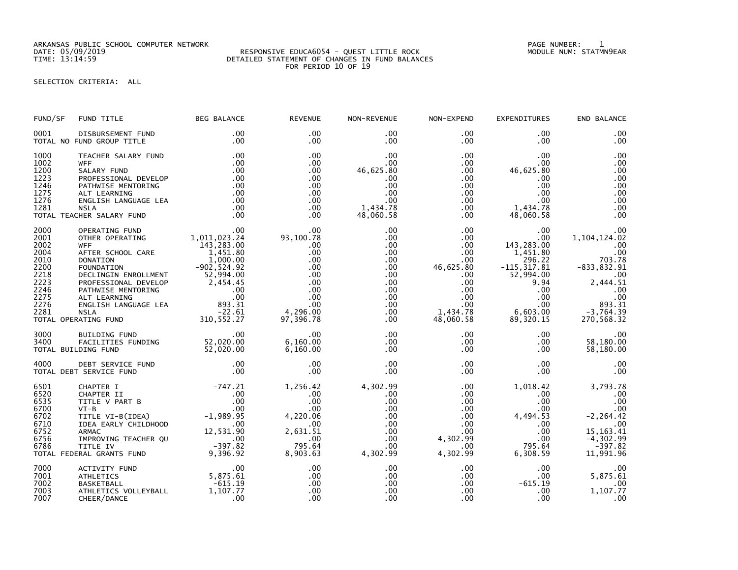ARKANSAS PUBLIC SCHOOL COMPUTER NETWORK
DATE: 05/09/2019
TIME: 13:14:59

RESPONSIVE EDUCA6054 - QUEST LITTLE ROCK
DETAILED STATEMENT OF CHANGES IN FUND BALANCES
FOR PERIOD 10 OF 19

PAGE NUMBER: 1
MODULE NUM: STATMN9EAR

SELECTION CRITERIA: ALL

| FUND/SF | FUND TITLE | BEG BALANCE | REVENUE | NON-REVENUE | NON-EXPEND | EXPENDITURES | END BALANCE |
|---|---|---|---|---|---|---|---|
| 0001 | DISBURSEMENT FUND | .00 | .00 | .00 | .00 | .00 | .00 |
| TOTAL NO FUND GROUP TITLE | | .00 | .00 | .00 | .00 | .00 | .00 |
| 1000 | TEACHER SALARY FUND | .00 | .00 | .00 | .00 | .00 | .00 |
| 1002 | WFF | .00 | .00 | .00 | .00 | .00 | .00 |
| 1200 | SALARY FUND | .00 | .00 | 46,625.80 | .00 | 46,625.80 | .00 |
| 1223 | PROFESSIONAL DEVELOP | .00 | .00 | .00 | .00 | .00 | .00 |
| 1246 | PATHWISE MENTORING | .00 | .00 | .00 | .00 | .00 | .00 |
| 1275 | ALT LEARNING | .00 | .00 | .00 | .00 | .00 | .00 |
| 1276 | ENGLISH LANGUAGE LEA | .00 | .00 | .00 | .00 | .00 | .00 |
| 1281 | NSLA | .00 | .00 | 1,434.78 | .00 | 1,434.78 | .00 |
| TOTAL TEACHER SALARY FUND | | .00 | .00 | 48,060.58 | .00 | 48,060.58 | .00 |
| 2000 | OPERATING FUND | .00 | .00 | .00 | .00 | .00 | .00 |
| 2001 | OTHER OPERATING | 1,011,023.24 | 93,100.78 | .00 | .00 | .00 | 1,104,124.02 |
| 2002 | WFF | 143,283.00 | .00 | .00 | .00 | 143,283.00 | .00 |
| 2004 | AFTER SCHOOL CARE | 1,451.80 | .00 | .00 | .00 | 1,451.80 | .00 |
| 2010 | DONATION | 1,000.00 | .00 | .00 | .00 | 296.22 | 703.78 |
| 2200 | FOUNDATION | -902,524.92 | .00 | .00 | 46,625.80 | -115,317.81 | -833,832.91 |
| 2218 | DECLINGIN ENROLLMENT | 52,994.00 | .00 | .00 | .00 | 52,994.00 | .00 |
| 2223 | PROFESSIONAL DEVELOP | 2,454.45 | .00 | .00 | .00 | 9.94 | 2,444.51 |
| 2246 | PATHWISE MENTORING | .00 | .00 | .00 | .00 | .00 | .00 |
| 2275 | ALT LEARNING | .00 | .00 | .00 | .00 | .00 | .00 |
| 2276 | ENGLISH LANGUAGE LEA | 893.31 | .00 | .00 | .00 | .00 | 893.31 |
| 2281 | NSLA | -22.61 | 4,296.00 | .00 | 1,434.78 | 6,603.00 | -3,764.39 |
| TOTAL OPERATING FUND | | 310,552.27 | 97,396.78 | .00 | 48,060.58 | 89,320.15 | 270,568.32 |
| 3000 | BUILDING FUND | .00 | .00 | .00 | .00 | .00 | .00 |
| 3400 | FACILITIES FUNDING | 52,020.00 | 6,160.00 | .00 | .00 | .00 | 58,180.00 |
| TOTAL BUILDING FUND | | 52,020.00 | 6,160.00 | .00 | .00 | .00 | 58,180.00 |
| 4000 | DEBT SERVICE FUND | .00 | .00 | .00 | .00 | .00 | .00 |
| TOTAL DEBT SERVICE FUND | | .00 | .00 | .00 | .00 | .00 | .00 |
| 6501 | CHAPTER I | -747.21 | 1,256.42 | 4,302.99 | .00 | 1,018.42 | 3,793.78 |
| 6520 | CHAPTER II | .00 | .00 | .00 | .00 | .00 | .00 |
| 6535 | TITLE V PART B | .00 | .00 | .00 | .00 | .00 | .00 |
| 6700 | VI-B | .00 | .00 | .00 | .00 | .00 | .00 |
| 6702 | TITLE VI-B(IDEA) | -1,989.95 | 4,220.06 | .00 | .00 | 4,494.53 | -2,264.42 |
| 6710 | IDEA EARLY CHILDHOOD | .00 | .00 | .00 | .00 | .00 | .00 |
| 6752 | ARMAC | 12,531.90 | 2,631.51 | .00 | .00 | .00 | 15,163.41 |
| 6756 | IMPROVING TEACHER QU | .00 | .00 | .00 | 4,302.99 | .00 | -4,302.99 |
| 6786 | TITLE IV | -397.82 | 795.64 | .00 | .00 | 795.64 | -397.82 |
| TOTAL FEDERAL GRANTS FUND | | 9,396.92 | 8,903.63 | 4,302.99 | 4,302.99 | 6,308.59 | 11,991.96 |
| 7000 | ACTIVITY FUND | .00 | .00 | .00 | .00 | .00 | .00 |
| 7001 | ATHLETICS | 5,875.61 | .00 | .00 | .00 | .00 | 5,875.61 |
| 7002 | BASKETBALL | -615.19 | .00 | .00 | .00 | -615.19 | .00 |
| 7003 | ATHLETICS VOLLEYBALL | 1,107.77 | .00 | .00 | .00 | .00 | 1,107.77 |
| 7007 | CHEER/DANCE | .00 | .00 | .00 | .00 | .00 | .00 |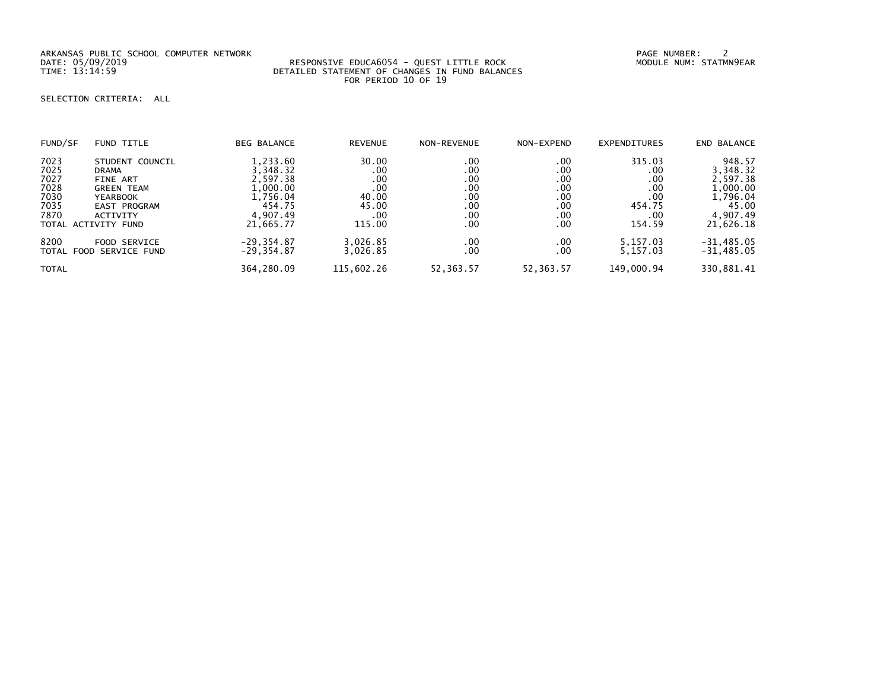ARKANSAS PUBLIC SCHOOL COMPUTER NETWORK
DATE: 05/09/2019
TIME: 13:14:59

RESPONSIVE EDUCA6054 - QUEST LITTLE ROCK
DETAILED STATEMENT OF CHANGES IN FUND BALANCES
FOR PERIOD 10 OF 19

PAGE NUMBER: 2
MODULE NUM: STATMN9EAR

SELECTION CRITERIA: ALL

| FUND/SF | FUND TITLE | BEG BALANCE | REVENUE | NON-REVENUE | NON-EXPEND | EXPENDITURES | END BALANCE |
|---|---|---|---|---|---|---|---|
| 7023 | STUDENT COUNCIL | 1,233.60 | 30.00 | .00 | .00 | 315.03 | 948.57 |
| 7025 | DRAMA | 3,348.32 | .00 | .00 | .00 | .00 | 3,348.32 |
| 7027 | FINE ART | 2,597.38 | .00 | .00 | .00 | .00 | 2,597.38 |
| 7028 | GREEN TEAM | 1,000.00 | .00 | .00 | .00 | .00 | 1,000.00 |
| 7030 | YEARBOOK | 1,756.04 | 40.00 | .00 | .00 | .00 | 1,796.04 |
| 7035 | EAST PROGRAM | 454.75 | 45.00 | .00 | .00 | 454.75 | 45.00 |
| 7870 | ACTIVITY | 4,907.49 | .00 | .00 | .00 | .00 | 4,907.49 |
| TOTAL ACTIVITY FUND | | 21,665.77 | 115.00 | .00 | .00 | 154.59 | 21,626.18 |
| 8200 | FOOD SERVICE | -29,354.87 | 3,026.85 | .00 | .00 | 5,157.03 | -31,485.05 |
| TOTAL FOOD SERVICE FUND | | -29,354.87 | 3,026.85 | .00 | .00 | 5,157.03 | -31,485.05 |
| TOTAL | | 364,280.09 | 115,602.26 | 52,363.57 | 52,363.57 | 149,000.94 | 330,881.41 |